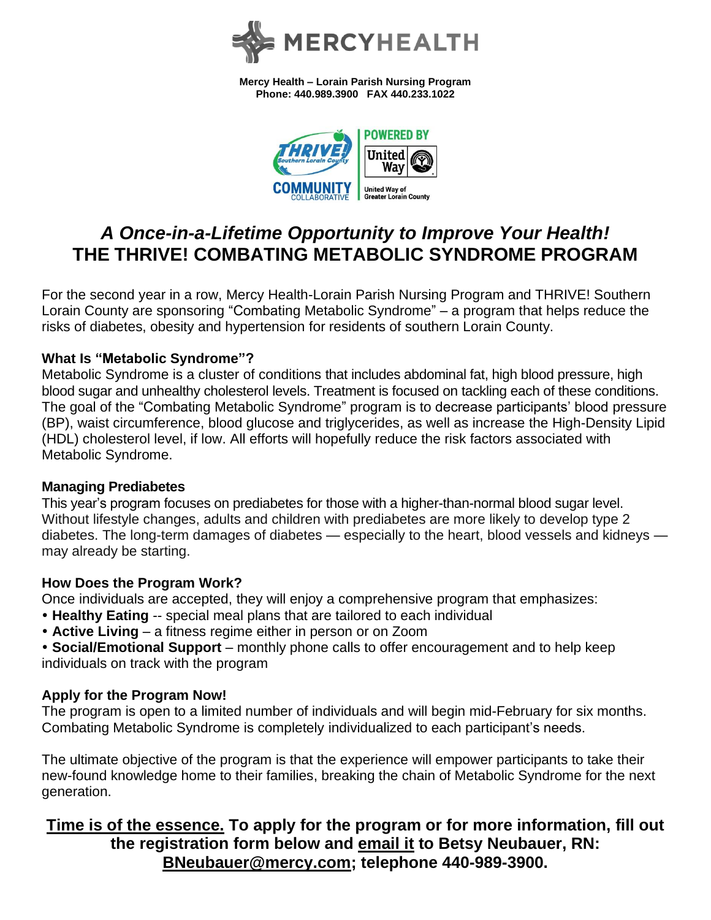**Mercy Health – Lorain Parish Nursing Program**
**Phone: 440.989.3900 FAX 440.233.1022**

# *A Once-in-a-Lifetime Opportunity to Improve Your Health!*
# THE THRIVE! COMBATING METABOLIC SYNDROME PROGRAM

For the second year in a row, Mercy Health-Lorain Parish Nursing Program and THRIVE! Southern Lorain County are sponsoring "Combating Metabolic Syndrome" – a program that helps reduce the risks of diabetes, obesity and hypertension for residents of southern Lorain County.

### What Is "Metabolic Syndrome"?

Metabolic Syndrome is a cluster of conditions that includes abdominal fat, high blood pressure, high blood sugar and unhealthy cholesterol levels. Treatment is focused on tackling each of these conditions. The goal of the "Combating Metabolic Syndrome" program is to decrease participants' blood pressure (BP), waist circumference, blood glucose and triglycerides, as well as increase the High-Density Lipid (HDL) cholesterol level, if low. All efforts will hopefully reduce the risk factors associated with Metabolic Syndrome.

### Managing Prediabetes

This year's program focuses on prediabetes for those with a higher-than-normal blood sugar level. Without lifestyle changes, adults and children with prediabetes are more likely to develop type 2 diabetes. The long-term damages of diabetes — especially to the heart, blood vessels and kidneys — may already be starting.

### How Does the Program Work?

Once individuals are accepted, they will enjoy a comprehensive program that emphasizes:

- **Healthy Eating** -- special meal plans that are tailored to each individual
- **Active Living** – a fitness regime either in person or on Zoom
- **Social/Emotional Support** – monthly phone calls to offer encouragement and to help keep individuals on track with the program

### Apply for the Program Now!

The program is open to a limited number of individuals and will begin mid-February for six months. Combating Metabolic Syndrome is completely individualized to each participant's needs.

The ultimate objective of the program is that the experience will empower participants to take their new-found knowledge home to their families, breaking the chain of Metabolic Syndrome for the next generation.

**Time is of the essence. To apply for the program or for more information, fill out the registration form below and email it to Betsy Neubauer, RN: BNeubauer@mercy.com; telephone 440-989-3900.**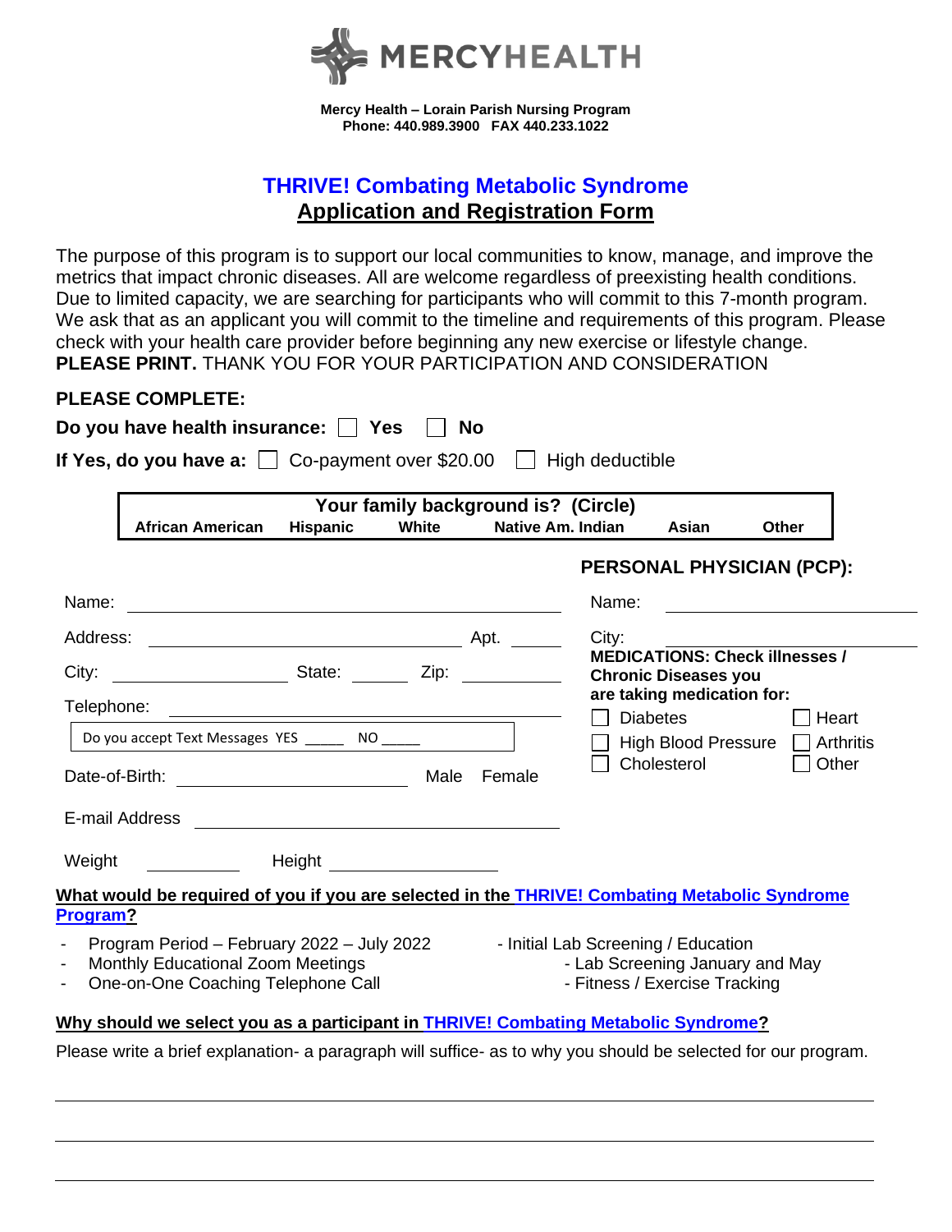MERCYHEALTH

**Mercy Health – Lorain Parish Nursing Program**
**Phone: 440.989.3900 FAX 440.233.1022**

## THRIVE! Combating Metabolic Syndrome
## Application and Registration Form

The purpose of this program is to support our local communities to know, manage, and improve the metrics that impact chronic diseases. All are welcome regardless of preexisting health conditions. Due to limited capacity, we are searching for participants who will commit to this 7-month program. We ask that as an applicant you will commit to the timeline and requirements of this program. Please check with your health care provider before beginning any new exercise or lifestyle change.
**PLEASE PRINT.** THANK YOU FOR YOUR PARTICIPATION AND CONSIDERATION

**PLEASE COMPLETE:**

**Do you have health insurance:** ☐ **Yes** ☐ **No**

**If Yes, do you have a:** ☐ Co-payment over $20.00 ☐ High deductible

**Your family background is? (Circle)**
**African American Hispanic White Native Am. Indian Asian Other**

Name: ______________________________

Address: ______________________ Apt. _____

City: ______________ State: _____ Zip: ________

Telephone: ______________________________

Do you accept Text Messages YES _____ NO _____

Date-of-Birth: __________________ Male Female

E-mail Address ______________________________

Weight ________ Height ____________

**PERSONAL PHYSICIAN (PCP):**

Name: ______________________

City: ______________________

**MEDICATIONS: Check illnesses / Chronic Diseases you are taking medication for:**

☐ Diabetes ☐ Heart
☐ High Blood Pressure ☐ Arthritis
☐ Cholesterol ☐ Other

**What would be required of you if you are selected in the THRIVE! Combating Metabolic Syndrome Program?**

- Program Period – February 2022 – July 2022
- Monthly Educational Zoom Meetings
- One-on-One Coaching Telephone Call
- Initial Lab Screening / Education
- Lab Screening January and May
- Fitness / Exercise Tracking

**Why should we select you as a participant in THRIVE! Combating Metabolic Syndrome?**

Please write a brief explanation- a paragraph will suffice- as to why you should be selected for our program.

______________________________________________________________________

______________________________________________________________________

______________________________________________________________________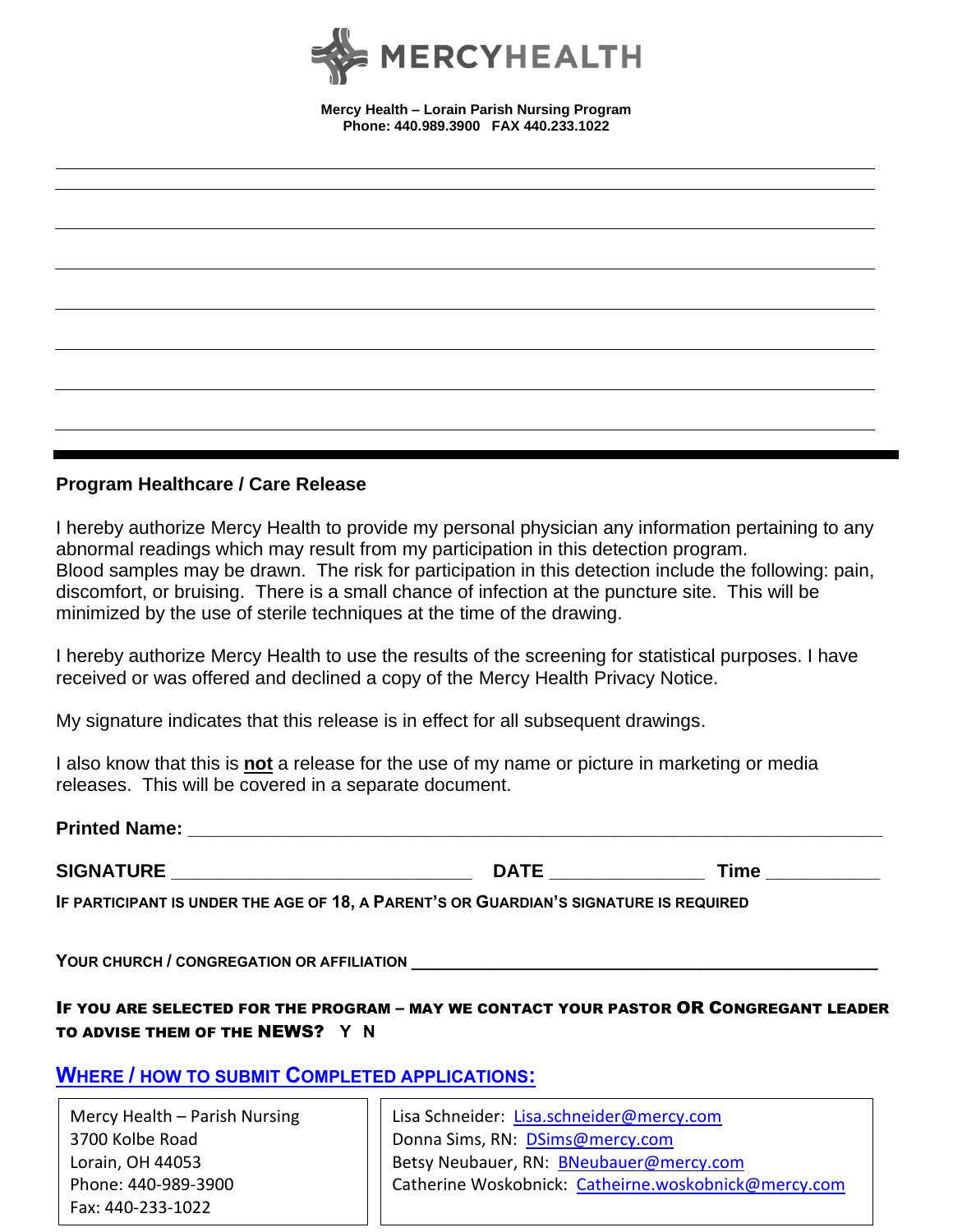MERCYHEALTH

**Mercy Health – Lorain Parish Nursing Program**
**Phone: 440.989.3900 FAX 440.233.1022**

## Program Healthcare / Care Release

I hereby authorize Mercy Health to provide my personal physician any information pertaining to any abnormal readings which may result from my participation in this detection program.
Blood samples may be drawn. The risk for participation in this detection include the following: pain, discomfort, or bruising. There is a small chance of infection at the puncture site. This will be minimized by the use of sterile techniques at the time of the drawing.

I hereby authorize Mercy Health to use the results of the screening for statistical purposes. I have received or was offered and declined a copy of the Mercy Health Privacy Notice.

My signature indicates that this release is in effect for all subsequent drawings.

I also know that this is **not** a release for the use of my name or picture in marketing or media releases. This will be covered in a separate document.

**Printed Name:** ____________________________________________________________

**SIGNATURE** ____________________________ **DATE** ______________ **Time** __________

**IF PARTICIPANT IS UNDER THE AGE OF 18, A PARENT'S OR GUARDIAN'S SIGNATURE IS REQUIRED**

**YOUR CHURCH / CONGREGATION OR AFFILIATION** ________________________________________

**IF YOU ARE SELECTED FOR THE PROGRAM – MAY WE CONTACT YOUR PASTOR OR CONGREGANT LEADER TO ADVISE THEM OF THE NEWS? Y N**

## WHERE / HOW TO SUBMIT COMPLETED APPLICATIONS:

| | |
|---|---|
| Mercy Health – Parish Nursing<br>3700 Kolbe Road<br>Lorain, OH 44053<br>Phone: 440-989-3900<br>Fax: 440-233-1022 | Lisa Schneider: Lisa.schneider@mercy.com<br>Donna Sims, RN: DSims@mercy.com<br>Betsy Neubauer, RN: BNeubauer@mercy.com<br>Catherine Woskobnick: Catheirne.woskobnick@mercy.com |